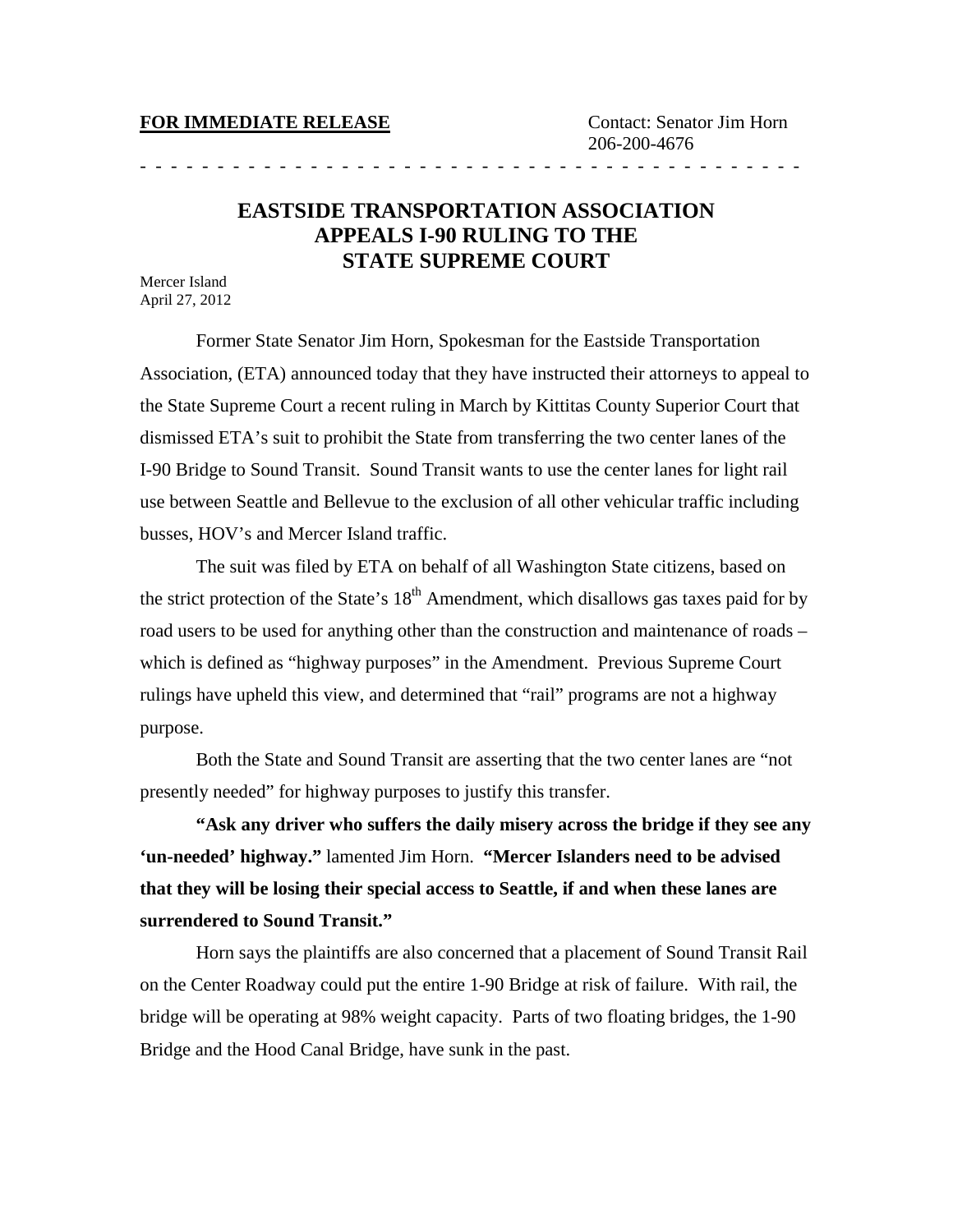**FOR IMMEDIATE RELEASE**

Contact: Senator Jim Horn
206-200-4676

- - - - - - - - - - - - - - - - - - - - - - - - - - - - - - - - - - - - - - - - - -

# EASTSIDE TRANSPORTATION ASSOCIATION APPEALS I-90 RULING TO THE STATE SUPREME COURT

Mercer Island
April 27, 2012

Former State Senator Jim Horn, Spokesman for the Eastside Transportation Association, (ETA) announced today that they have instructed their attorneys to appeal to the State Supreme Court a recent ruling in March by Kittitas County Superior Court that dismissed ETA's suit to prohibit the State from transferring the two center lanes of the I-90 Bridge to Sound Transit. Sound Transit wants to use the center lanes for light rail use between Seattle and Bellevue to the exclusion of all other vehicular traffic including busses, HOV's and Mercer Island traffic.

The suit was filed by ETA on behalf of all Washington State citizens, based on the strict protection of the State's 18th Amendment, which disallows gas taxes paid for by road users to be used for anything other than the construction and maintenance of roads – which is defined as "highway purposes" in the Amendment. Previous Supreme Court rulings have upheld this view, and determined that "rail" programs are not a highway purpose.

Both the State and Sound Transit are asserting that the two center lanes are "not presently needed" for highway purposes to justify this transfer.

**"Ask any driver who suffers the daily misery across the bridge if they see any 'un-needed' highway."** lamented Jim Horn. **"Mercer Islanders need to be advised that they will be losing their special access to Seattle, if and when these lanes are surrendered to Sound Transit."**

Horn says the plaintiffs are also concerned that a placement of Sound Transit Rail on the Center Roadway could put the entire 1-90 Bridge at risk of failure. With rail, the bridge will be operating at 98% weight capacity. Parts of two floating bridges, the 1-90 Bridge and the Hood Canal Bridge, have sunk in the past.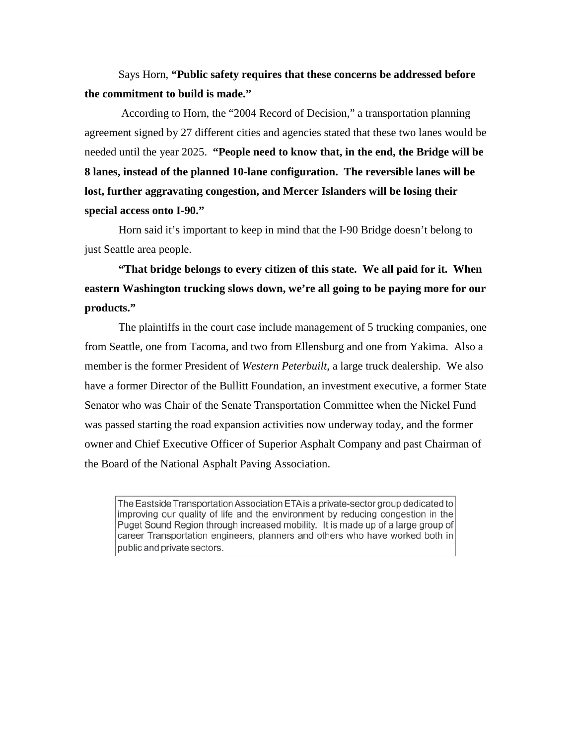Says Horn, **"Public safety requires that these concerns be addressed before the commitment to build is made."**

According to Horn, the "2004 Record of Decision," a transportation planning agreement signed by 27 different cities and agencies stated that these two lanes would be needed until the year 2025. **"People need to know that, in the end, the Bridge will be 8 lanes, instead of the planned 10-lane configuration. The reversible lanes will be lost, further aggravating congestion, and Mercer Islanders will be losing their special access onto I-90."**

Horn said it's important to keep in mind that the I-90 Bridge doesn't belong to just Seattle area people.

**"That bridge belongs to every citizen of this state. We all paid for it. When eastern Washington trucking slows down, we're all going to be paying more for our products."**

The plaintiffs in the court case include management of 5 trucking companies, one from Seattle, one from Tacoma, and two from Ellensburg and one from Yakima. Also a member is the former President of *Western Peterbuilt*, a large truck dealership. We also have a former Director of the Bullitt Foundation, an investment executive, a former State Senator who was Chair of the Senate Transportation Committee when the Nickel Fund was passed starting the road expansion activities now underway today, and the former owner and Chief Executive Officer of Superior Asphalt Company and past Chairman of the Board of the National Asphalt Paving Association.

> The Eastside Transportation Association ETA is a private-sector group dedicated to improving our quality of life and the environment by reducing congestion in the Puget Sound Region through increased mobility. It is made up of a large group of career Transportation engineers, planners and others who have worked both in public and private sectors.